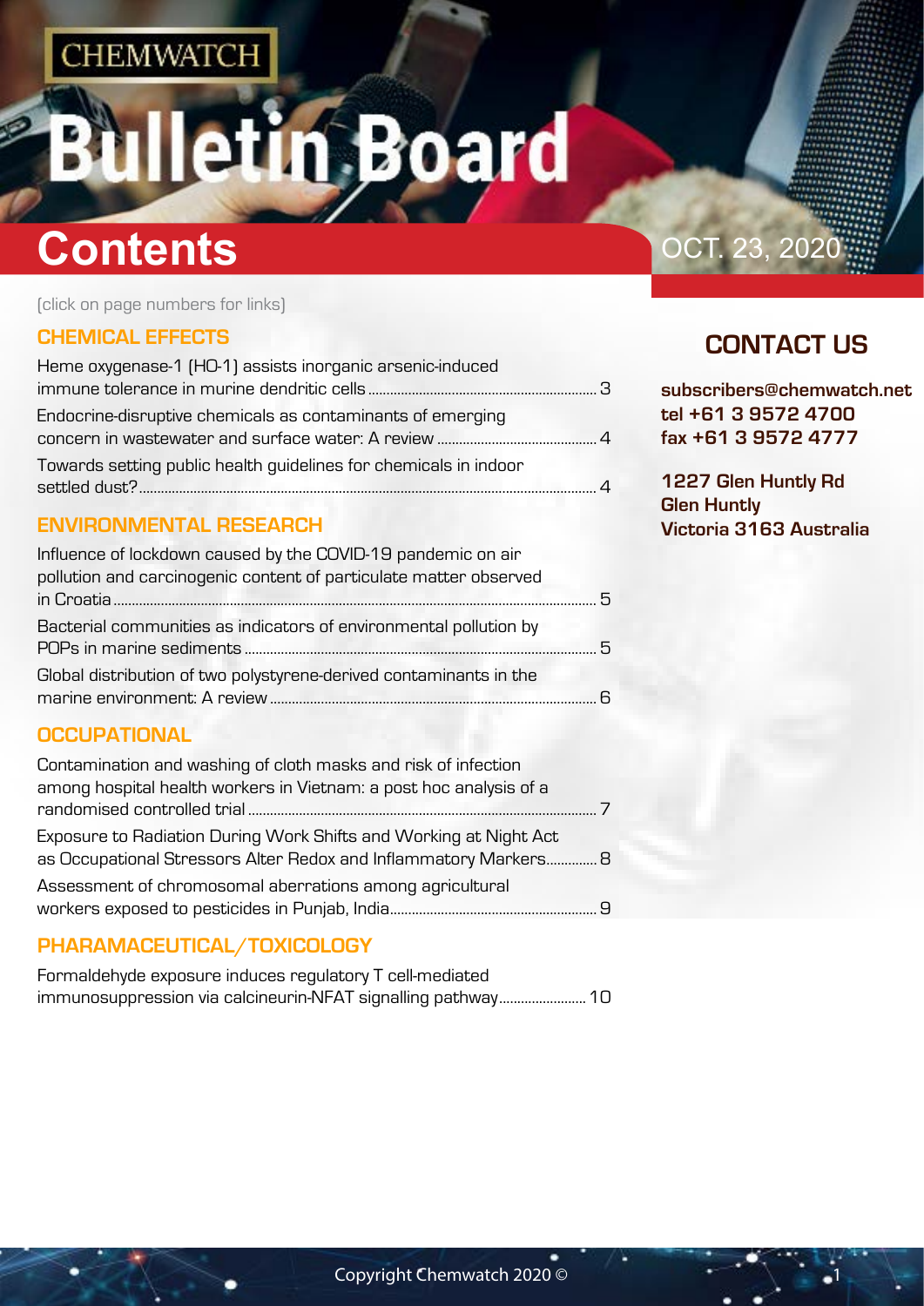CHEMWATCH

# Bulletin Board

## Contents

OCT. 23, 2020

(click on page numbers for links)

### CHEMICAL EFFECTS

Heme oxygenase-1 (HO-1) assists inorganic arsenic-induced immune tolerance in murine dendritic cells .... 3

Endocrine-disruptive chemicals as contaminants of emerging concern in wastewater and surface water: A review .... 4

Towards setting public health guidelines for chemicals in indoor settled dust? .... 4

### ENVIRONMENTAL RESEARCH

Influence of lockdown caused by the COVID-19 pandemic on air pollution and carcinogenic content of particulate matter observed in Croatia .... 5

Bacterial communities as indicators of environmental pollution by POPs in marine sediments .... 5

Global distribution of two polystyrene-derived contaminants in the marine environment: A review .... 6

### OCCUPATIONAL

Contamination and washing of cloth masks and risk of infection among hospital health workers in Vietnam: a post hoc analysis of a randomised controlled trial .... 7

Exposure to Radiation During Work Shifts and Working at Night Act as Occupational Stressors Alter Redox and Inflammatory Markers .... 8

Assessment of chromosomal aberrations among agricultural workers exposed to pesticides in Punjab, India .... 9

### PHARAMACEUTICAL/TOXICOLOGY

Formaldehyde exposure induces regulatory T cell-mediated immunosuppression via calcineurin-NFAT signalling pathway .... 10

### CONTACT US

**subscribers@chemwatch.net**
**tel +61 3 9572 4700**
**fax +61 3 9572 4777**

**1227 Glen Huntly Rd**
**Glen Huntly**
**Victoria 3163 Australia**

Copyright Chemwatch 2020 ©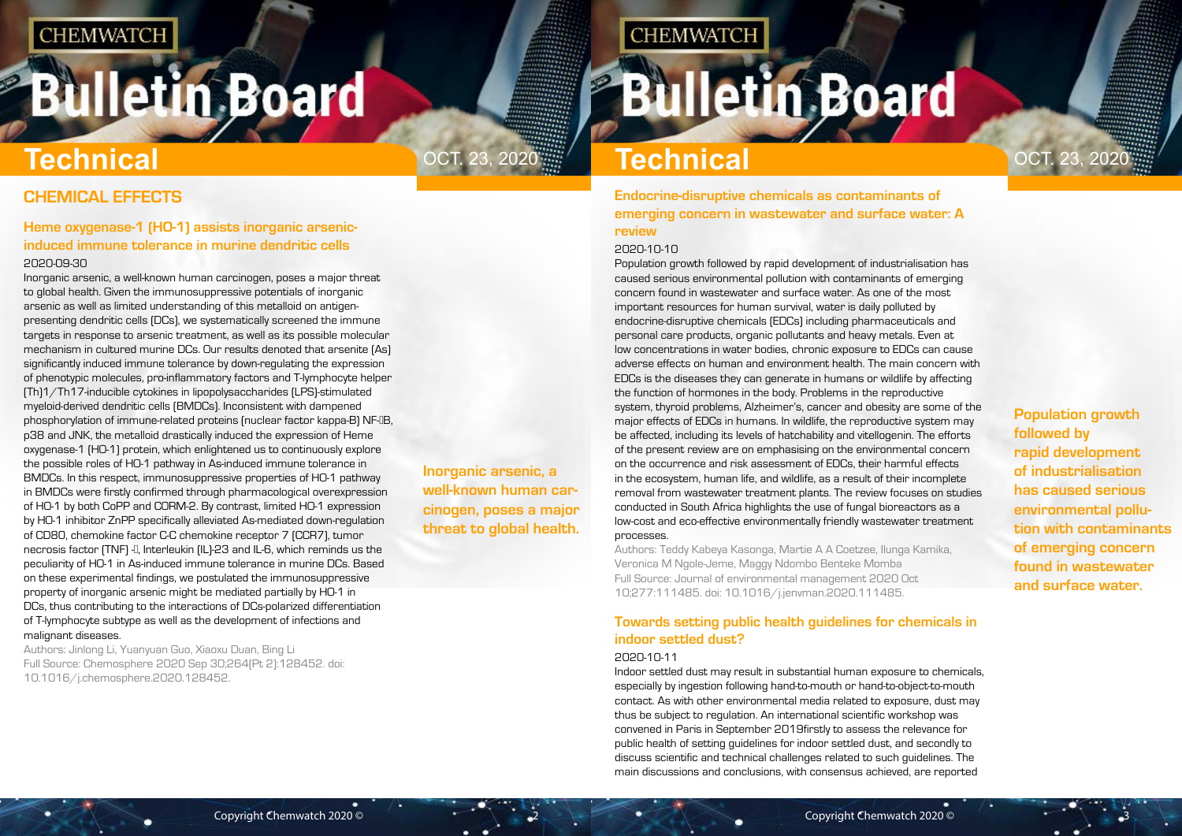## CHEMICAL EFFECTS

### Heme oxygenase-1 (HO-1) assists inorganic arsenic-induced immune tolerance in murine dendritic cells

2020-09-30

Inorganic arsenic, a well-known human carcinogen, poses a major threat to global health. Given the immunosuppressive potentials of inorganic arsenic as well as limited understanding of this metalloid on antigen-presenting dendritic cells (DCs), we systematically screened the immune targets in response to arsenic treatment, as well as its possible molecular mechanism in cultured murine DCs. Our results denoted that arsenite (As) significantly induced immune tolerance by down-regulating the expression of phenotypic molecules, pro-inflammatory factors and T-lymphocyte helper (Th)1/Th17-inducible cytokines in lipopolysaccharides (LPS)-stimulated myeloid-derived dendritic cells (BMDCs). Inconsistent with dampened phosphorylation of immune-related proteins (nuclear factor kappa-B) NF-κB, p38 and JNK, the metalloid drastically induced the expression of Heme oxygenase-1 (HO-1) protein, which enlightened us to continuously explore the possible roles of HO-1 pathway in As-induced immune tolerance in BMDCs. In this respect, immunosuppressive properties of HO-1 pathway in BMDCs were firstly confirmed through pharmacological overexpression of HO-1 by both CoPP and CORM-2. By contrast, limited HO-1 expression by HO-1 inhibitor ZnPP specifically alleviated As-mediated down-regulation of CD80, chemokine factor C-C chemokine receptor 7 (CCR7), tumor necrosis factor (TNF) -α, Interleukin (IL)-23 and IL-6, which reminds us the peculiarity of HO-1 in As-induced immune tolerance in murine DCs. Based on these experimental findings, we postulated the immunosuppressive property of inorganic arsenic might be mediated partially by HO-1 in DCs, thus contributing to the interactions of DCs-polarized differentiation of T-lymphocyte subtype as well as the development of infections and malignant diseases.

Authors: Jinlong Li, Yuanyuan Guo, Xiaoxu Duan, Bing Li

Full Source: Chemosphere 2020 Sep 30;264(Pt 2):128452. doi: 10.1016/j.chemosphere.2020.128452.

**Inorganic arsenic, a well-known human carcinogen, poses a major threat to global health.**

### Endocrine-disruptive chemicals as contaminants of emerging concern in wastewater and surface water: A review

2020-10-10

Population growth followed by rapid development of industrialisation has caused serious environmental pollution with contaminants of emerging concern found in wastewater and surface water. As one of the most important resources for human survival, water is daily polluted by endocrine-disruptive chemicals (EDCs) including pharmaceuticals and personal care products, organic pollutants and heavy metals. Even at low concentrations in water bodies, chronic exposure to EDCs can cause adverse effects on human and environment health. The main concern with EDCs is the diseases they can generate in humans or wildlife by affecting the function of hormones in the body. Problems in the reproductive system, thyroid problems, Alzheimer's, cancer and obesity are some of the major effects of EDCs in humans. In wildlife, the reproductive system may be affected, including its levels of hatchability and vitellogenin. The efforts of the present review are on emphasising on the environmental concern on the occurrence and risk assessment of EDCs, their harmful effects in the ecosystem, human life, and wildlife, as a result of their incomplete removal from wastewater treatment plants. The review focuses on studies conducted in South Africa highlights the use of fungal bioreactors as a low-cost and eco-effective environmentally friendly wastewater treatment processes.

Authors: Teddy Kabeya Kasonga, Martie A A Coetzee, Ilunga Kamika, Veronica M Ngole-Jeme, Maggy Ndombo Benteke Momba

Full Source: Journal of environmental management 2020 Oct 10;277:111485. doi: 10.1016/j.jenvman.2020.111485.

**Population growth followed by rapid development of industrialisation has caused serious environmental pollution with contaminants of emerging concern found in wastewater and surface water.**

### Towards setting public health guidelines for chemicals in indoor settled dust?

2020-10-11

Indoor settled dust may result in substantial human exposure to chemicals, especially by ingestion following hand-to-mouth or hand-to-object-to-mouth contact. As with other environmental media related to exposure, dust may thus be subject to regulation. An international scientific workshop was convened in Paris in September 2019firstly to assess the relevance for public health of setting guidelines for indoor settled dust, and secondly to discuss scientific and technical challenges related to such guidelines. The main discussions and conclusions, with consensus achieved, are reported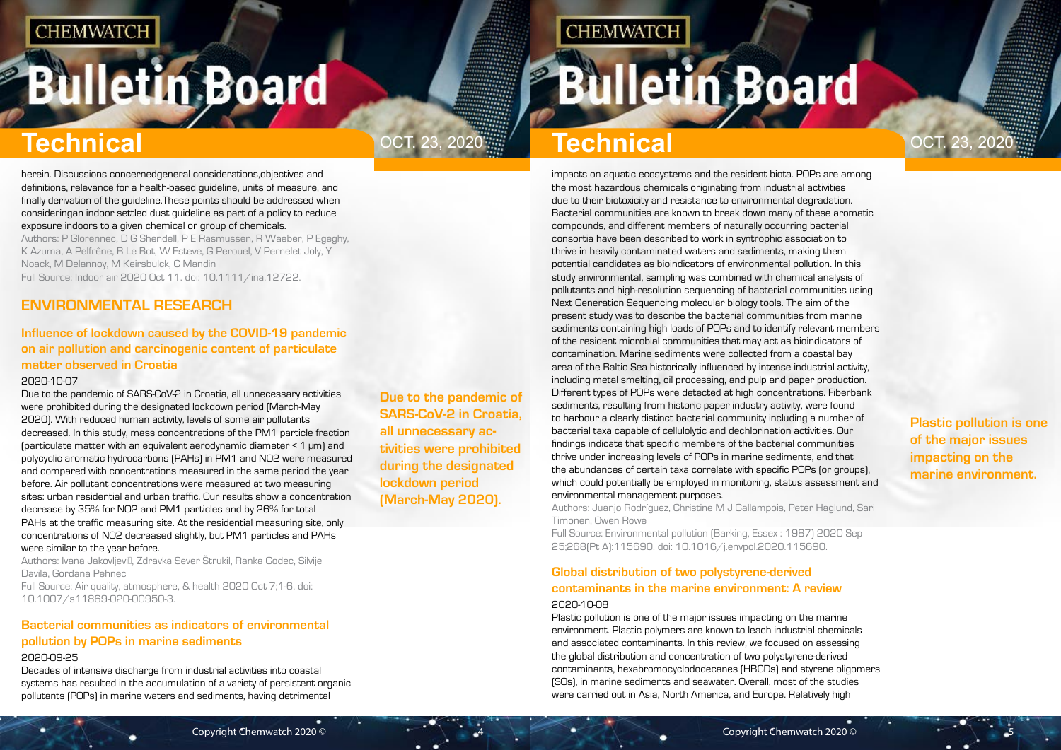herein. Discussions concernedgeneral considerations,objectives and definitions, relevance for a health-based guideline, units of measure, and finally derivation of the guideline.These points should be addressed when consideringan indoor settled dust guideline as part of a policy to reduce exposure indoors to a given chemical or group of chemicals.

Authors: P Glorennec, D G Shendell, P E Rasmussen, R Waeber, P Egeghy, K Azuma, A Pelfrêne, B Le Bot, W Esteve, G Perouel, V Pernelet Joly, Y Noack, M Delannoy, M Keirsbulck, C Mandin

Full Source: Indoor air 2020 Oct 11. doi: 10.1111/ina.12722.

## ENVIRONMENTAL RESEARCH

### Influence of lockdown caused by the COVID-19 pandemic on air pollution and carcinogenic content of particulate matter observed in Croatia

2020-10-07

Due to the pandemic of SARS-CoV-2 in Croatia, all unnecessary activities were prohibited during the designated lockdown period (March-May 2020). With reduced human activity, levels of some air pollutants decreased. In this study, mass concentrations of the PM1 particle fraction (particulate matter with an equivalent aerodynamic diameter < 1 μm) and polycyclic aromatic hydrocarbons (PAHs) in PM1 and NO2 were measured and compared with concentrations measured in the same period the year before. Air pollutant concentrations were measured at two measuring sites: urban residential and urban traffic. Our results show a concentration decrease by 35% for NO2 and PM1 particles and by 26% for total PAHs at the traffic measuring site. At the residential measuring site, only concentrations of NO2 decreased slightly, but PM1 particles and PAHs were similar to the year before.

Authors: Ivana Jakovljević, Zdravka Sever Štrukil, Ranka Godec, Silvije Davila, Gordana Pehnec

Full Source: Air quality, atmosphere, & health 2020 Oct 7;1-6. doi: 10.1007/s11869-020-00950-3.

**Due to the pandemic of SARS-CoV-2 in Croatia, all unnecessary activities were prohibited during the designated lockdown period (March-May 2020).**

### Bacterial communities as indicators of environmental pollution by POPs in marine sediments

2020-09-25

Decades of intensive discharge from industrial activities into coastal systems has resulted in the accumulation of a variety of persistent organic pollutants (POPs) in marine waters and sediments, having detrimental impacts on aquatic ecosystems and the resident biota. POPs are among the most hazardous chemicals originating from industrial activities due to their biotoxicity and resistance to environmental degradation. Bacterial communities are known to break down many of these aromatic compounds, and different members of naturally occurring bacterial consortia have been described to work in syntrophic association to thrive in heavily contaminated waters and sediments, making them potential candidates as bioindicators of environmental pollution. In this study environmental, sampling was combined with chemical analysis of pollutants and high-resolution sequencing of bacterial communities using Next Generation Sequencing molecular biology tools. The aim of the present study was to describe the bacterial communities from marine sediments containing high loads of POPs and to identify relevant members of the resident microbial communities that may act as bioindicators of contamination. Marine sediments were collected from a coastal bay area of the Baltic Sea historically influenced by intense industrial activity, including metal smelting, oil processing, and pulp and paper production. Different types of POPs were detected at high concentrations. Fiberbank sediments, resulting from historic paper industry activity, were found to harbour a clearly distinct bacterial community including a number of bacterial taxa capable of cellulolytic and dechlorination activities. Our findings indicate that specific members of the bacterial communities thrive under increasing levels of POPs in marine sediments, and that the abundances of certain taxa correlate with specific POPs (or groups), which could potentially be employed in monitoring, status assessment and environmental management purposes.

Authors: Juanjo Rodríguez, Christine M J Gallampois, Peter Haglund, Sari Timonen, Owen Rowe

Full Source: Environmental pollution (Barking, Essex : 1987) 2020 Sep 25;268(Pt A):115690. doi: 10.1016/j.envpol.2020.115690.

### Global distribution of two polystyrene-derived contaminants in the marine environment: A review

2020-10-08

Plastic pollution is one of the major issues impacting on the marine environment. Plastic polymers are known to leach industrial chemicals and associated contaminants. In this review, we focused on assessing the global distribution and concentration of two polystyrene-derived contaminants, hexabromocyclododecanes (HBCDs) and styrene oligomers (SOs), in marine sediments and seawater. Overall, most of the studies were carried out in Asia, North America, and Europe. Relatively high

**Plastic pollution is one of the major issues impacting on the marine environment.**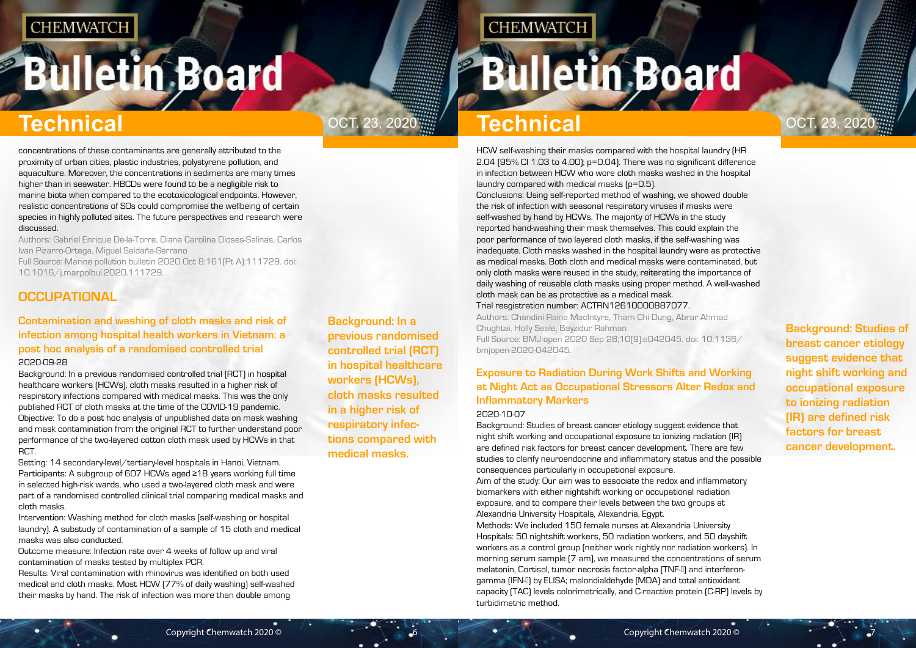concentrations of these contaminants are generally attributed to the proximity of urban cities, plastic industries, polystyrene pollution, and aquaculture. Moreover, the concentrations in sediments are many times higher than in seawater. HBCDs were found to be a negligible risk to marine biota when compared to the ecotoxicological endpoints. However, realistic concentrations of SOs could compromise the wellbeing of certain species in highly polluted sites. The future perspectives and research were discussed.

Authors: Gabriel Enrique De-la-Torre, Diana Carolina Dioses-Salinas, Carlos Ivan Pizarro-Ortega, Miguel Saldaña-Serrano

Full Source: Marine pollution bulletin 2020 Oct 8;161(Pt A):111729. doi: 10.1016/j.marpolbul.2020.111729.

## OCCUPATIONAL

### Contamination and washing of cloth masks and risk of infection among hospital health workers in Vietnam: a post hoc analysis of a randomised controlled trial

2020-09-28

Background: In a previous randomised controlled trial (RCT) in hospital healthcare workers (HCWs), cloth masks resulted in a higher risk of respiratory infections compared with medical masks. This was the only published RCT of cloth masks at the time of the COVID-19 pandemic.

Objective: To do a post hoc analysis of unpublished data on mask washing and mask contamination from the original RCT to further understand poor performance of the two-layered cotton cloth mask used by HCWs in that RCT.

Setting: 14 secondary-level/tertiary-level hospitals in Hanoi, Vietnam.

Participants: A subgroup of 607 HCWs aged ≥18 years working full time in selected high-risk wards, who used a two-layered cloth mask and were part of a randomised controlled clinical trial comparing medical masks and cloth masks.

Intervention: Washing method for cloth masks (self-washing or hospital laundry). A substudy of contamination of a sample of 15 cloth and medical masks was also conducted.

Outcome measure: Infection rate over 4 weeks of follow up and viral contamination of masks tested by multiplex PCR.

Results: Viral contamination with rhinovirus was identified on both used medical and cloth masks. Most HCW (77% of daily washing) self-washed their masks by hand. The risk of infection was more than double among HCW self-washing their masks compared with the hospital laundry (HR 2.04 (95% CI 1.03 to 4.00); p=0.04). There was no significant difference in infection between HCW who wore cloth masks washed in the hospital laundry compared with medical masks (p=0.5).

Conclusions: Using self-reported method of washing, we showed double the risk of infection with seasonal respiratory viruses if masks were self-washed by hand by HCWs. The majority of HCWs in the study reported hand-washing their mask themselves. This could explain the poor performance of two layered cloth masks, if the self-washing was inadequate. Cloth masks washed in the hospital laundry were as protective as medical masks. Both cloth and medical masks were contaminated, but only cloth masks were reused in the study, reiterating the importance of daily washing of reusable cloth masks using proper method. A well-washed cloth mask can be as protective as a medical mask.

Trial resgistration number: ACTRN12610000887077.

Authors: Chandini Raina MacIntyre, Tham Chi Dung, Abrar Ahmad Chughtai, Holly Seale, Bayzidur Rahman

Full Source: BMJ open 2020 Sep 28;10(9):e042045. doi: 10.1136/bmjopen-2020-042045.

### Exposure to Radiation During Work Shifts and Working at Night Act as Occupational Stressors Alter Redox and Inflammatory Markers

2020-10-07

Background: Studies of breast cancer etiology suggest evidence that night shift working and occupational exposure to ionizing radiation (IR) are defined risk factors for breast cancer development. There are few studies to clarify neuroendocrine and inflammatory status and the possible consequences particularly in occupational exposure.

Aim of the study: Our aim was to associate the redox and inflammatory biomarkers with either nightshift working or occupational radiation exposure, and to compare their levels between the two groups at Alexandria University Hospitals, Alexandria, Egypt.

Methods: We included 150 female nurses at Alexandria University Hospitals: 50 nightshift workers, 50 radiation workers, and 50 dayshift workers as a control group (neither work nightly nor radiation workers). In morning serum sample (7 am), we measured the concentrations of serum melatonin, Cortisol, tumor necrosis factor-alpha (TNF-α) and interferon-gamma (IFN-γ) by ELISA; malondialdehyde (MDA) and total antioxidant capacity (TAC) levels colorimetrically, and C-reactive protein (C-RP) levels by turbidimetric method.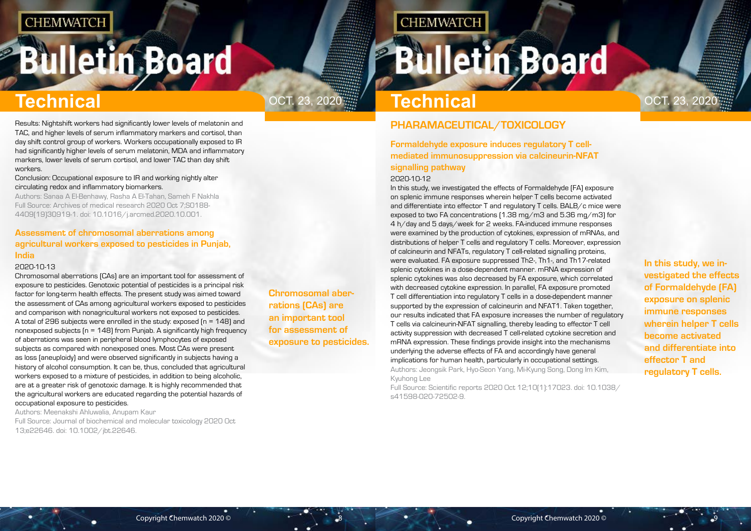Results: Nightshift workers had significantly lower levels of melatonin and TAC, and higher levels of serum inflammatory markers and cortisol, than day shift control group of workers. Workers occupationally exposed to IR had significantly higher levels of serum melatonin, MDA and inflammatory markers, lower levels of serum cortisol, and lower TAC than day shift workers.

Conclusion: Occupational exposure to IR and working nightly alter circulating redox and inflammatory biomarkers.

Authors: Sanaa A El-Benhawy, Rasha A El-Tahan, Sameh F Nakhla

Full Source: Archives of medical research 2020 Oct 7;S0188-4409(19)30919-1. doi: 10.1016/j.arcmed.2020.10.001.

### Assessment of chromosomal aberrations among agricultural workers exposed to pesticides in Punjab, India

2020-10-13

Chromosomal aberrations (CAs) are an important tool for assessment of exposure to pesticides. Genotoxic potential of pesticides is a principal risk factor for long-term health effects. The present study was aimed toward the assessment of CAs among agricultural workers exposed to pesticides and comparison with nonagricultural workers not exposed to pesticides. A total of 296 subjects were enrolled in the study: exposed (n = 148) and nonexposed subjects (n = 148) from Punjab. A significantly high frequency of aberrations was seen in peripheral blood lymphocytes of exposed subjects as compared with nonexposed ones. Most CAs were present as loss (aneuploidy) and were observed significantly in subjects having a history of alcohol consumption. It can be, thus, concluded that agricultural workers exposed to a mixture of pesticides, in addition to being alcoholic, are at a greater risk of genotoxic damage. It is highly recommended that the agricultural workers are educated regarding the potential hazards of occupational exposure to pesticides.

Authors: Meenakshi Ahluwalia, Anupam Kaur

Full Source: Journal of biochemical and molecular toxicology 2020 Oct 13;e22646. doi: 10.1002/jbt.22646.

**Chromosomal aberrations (CAs) are an important tool for assessment of exposure to pesticides.**

## PHARAMACEUTICAL/TOXICOLOGY

### Formaldehyde exposure induces regulatory T cell-mediated immunosuppression via calcineurin-NFAT signalling pathway

2020-10-12

In this study, we investigated the effects of Formaldehyde (FA) exposure on splenic immune responses wherein helper T cells become activated and differentiate into effector T and regulatory T cells. BALB/c mice were exposed to two FA concentrations (1.38 mg/m3 and 5.36 mg/m3) for 4 h/day and 5 days/week for 2 weeks. FA-induced immune responses were examined by the production of cytokines, expression of mRNAs, and distributions of helper T cells and regulatory T cells. Moreover, expression of calcineurin and NFATs, regulatory T cell-related signalling proteins, were evaluated. FA exposure suppressed Th2-, Th1-, and Th17-related splenic cytokines in a dose-dependent manner. mRNA expression of splenic cytokines was also decreased by FA exposure, which correlated with decreased cytokine expression. In parallel, FA exposure promoted T cell differentiation into regulatory T cells in a dose-dependent manner supported by the expression of calcineurin and NFAT1. Taken together, our results indicated that FA exposure increases the number of regulatory T cells via calcineurin-NFAT signalling, thereby leading to effector T cell activity suppression with decreased T cell-related cytokine secretion and mRNA expression. These findings provide insight into the mechanisms underlying the adverse effects of FA and accordingly have general implications for human health, particularly in occupational settings.

Authors: Jeongsik Park, Hyo-Seon Yang, Mi-Kyung Song, Dong Im Kim, Kyuhong Lee

Full Source: Scientific reports 2020 Oct 12;10(1):17023. doi: 10.1038/s41598-020-72502-9.

**In this study, we investigated the effects of Formaldehyde (FA) exposure on splenic immune responses wherein helper T cells become activated and differentiate into effector T and regulatory T cells.**